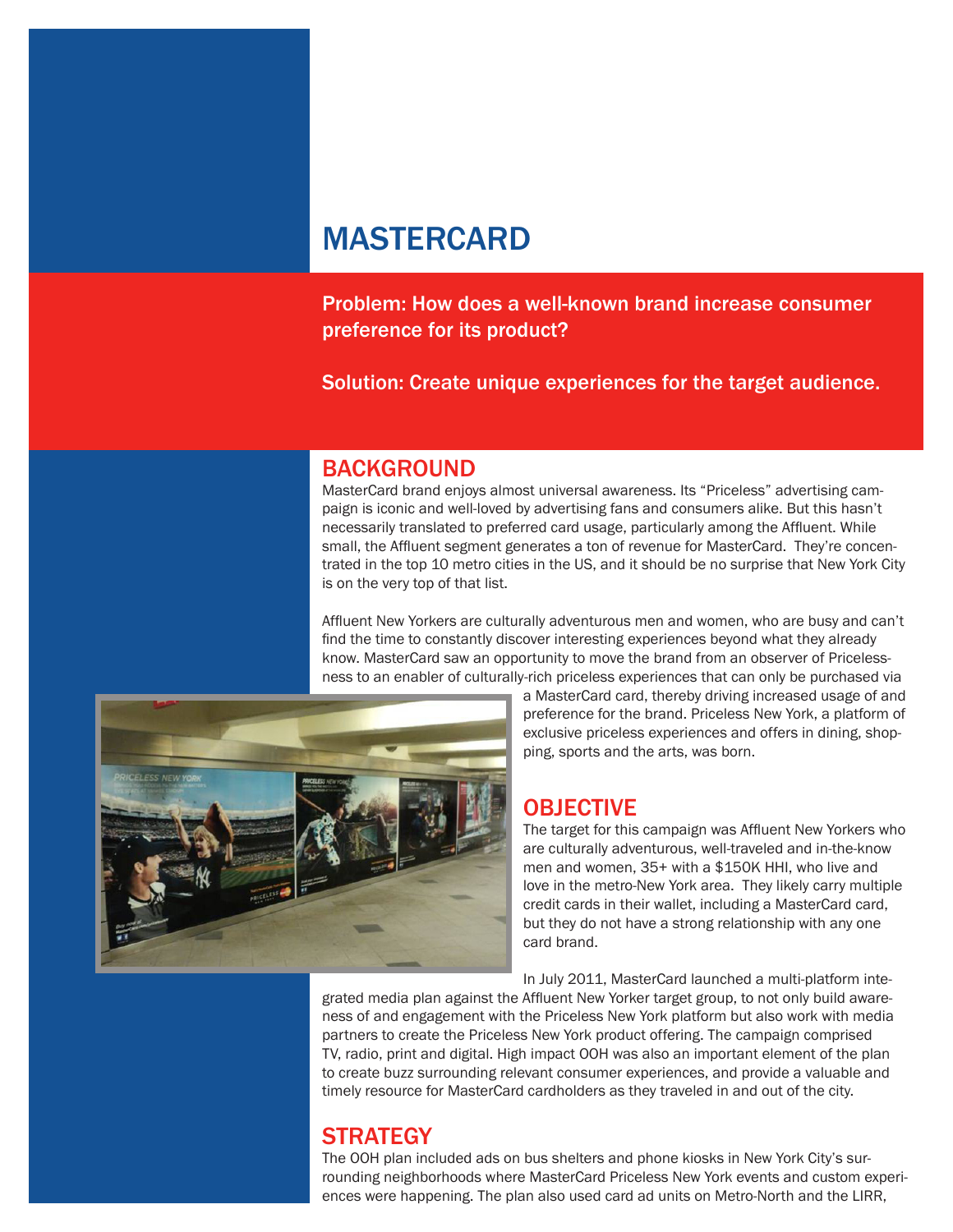# MASTERCARD

**Problem: How does a well-known brand increase consumer preference for its product?**

**Solution: Create unique experiences for the target audience.**

## BACKGROUND

MasterCard brand enjoys almost universal awareness. Its "Priceless" advertising campaign is iconic and well-loved by advertising fans and consumers alike. But this hasn't necessarily translated to preferred card usage, particularly among the Affluent. While small, the Affluent segment generates a ton of revenue for MasterCard. They're concentrated in the top 10 metro cities in the US, and it should be no surprise that New York City is on the very top of that list.

Affluent New Yorkers are culturally adventurous men and women, who are busy and can't find the time to constantly discover interesting experiences beyond what they already know. MasterCard saw an opportunity to move the brand from an observer of Pricelessness to an enabler of culturally-rich priceless experiences that can only be purchased via a MasterCard card, thereby driving increased usage of and preference for the brand. Priceless New York, a platform of exclusive priceless experiences and offers in dining, shopping, sports and the arts, was born.

## OBJECTIVE

The target for this campaign was Affluent New Yorkers who are culturally adventurous, well-traveled and in-the-know men and women, 35+ with a $150K HHI, who live and love in the metro-New York area. They likely carry multiple credit cards in their wallet, including a MasterCard card, but they do not have a strong relationship with any one card brand.

In July 2011, MasterCard launched a multi-platform integrated media plan against the Affluent New Yorker target group, to not only build awareness of and engagement with the Priceless New York platform but also work with media partners to create the Priceless New York product offering. The campaign comprised TV, radio, print and digital. High impact OOH was also an important element of the plan to create buzz surrounding relevant consumer experiences, and provide a valuable and timely resource for MasterCard cardholders as they traveled in and out of the city.

## STRATEGY

The OOH plan included ads on bus shelters and phone kiosks in New York City's surrounding neighborhoods where MasterCard Priceless New York events and custom experiences were happening. The plan also used card ad units on Metro-North and the LIRR,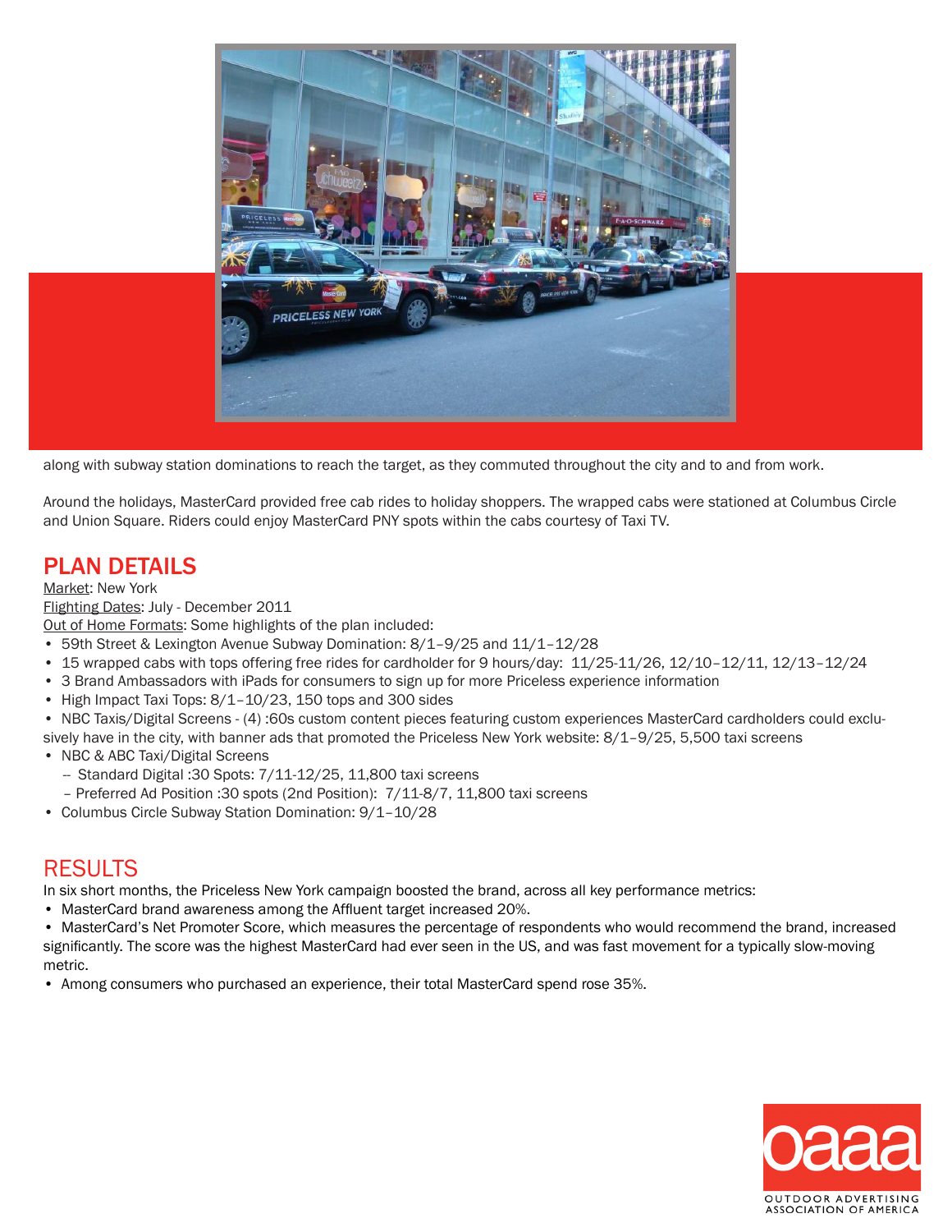along with subway station dominations to reach the target, as they commuted throughout the city and to and from work.

Around the holidays, MasterCard provided free cab rides to holiday shoppers. The wrapped cabs were stationed at Columbus Circle and Union Square. Riders could enjoy MasterCard PNY spots within the cabs courtesy of Taxi TV.

## PLAN DETAILS

Market: New York

Flighting Dates: July - December 2011

Out of Home Formats: Some highlights of the plan included:

- 59th Street & Lexington Avenue Subway Domination: 8/1–9/25 and 11/1–12/28
- 15 wrapped cabs with tops offering free rides for cardholder for 9 hours/day: 11/25-11/26, 12/10–12/11, 12/13–12/24
- 3 Brand Ambassadors with iPads for consumers to sign up for more Priceless experience information
- High Impact Taxi Tops: 8/1–10/23, 150 tops and 300 sides
- NBC Taxis/Digital Screens - (4) :60s custom content pieces featuring custom experiences MasterCard cardholders could exclusively have in the city, with banner ads that promoted the Priceless New York website: 8/1–9/25, 5,500 taxi screens
- NBC & ABC Taxi/Digital Screens
  - Standard Digital :30 Spots: 7/11-12/25, 11,800 taxi screens
  - Preferred Ad Position :30 spots (2nd Position): 7/11-8/7, 11,800 taxi screens
- Columbus Circle Subway Station Domination: 9/1–10/28

## RESULTS

In six short months, the Priceless New York campaign boosted the brand, across all key performance metrics:

- MasterCard brand awareness among the Affluent target increased 20%.
- MasterCard's Net Promoter Score, which measures the percentage of respondents who would recommend the brand, increased significantly. The score was the highest MasterCard had ever seen in the US, and was fast movement for a typically slow-moving metric.
- Among consumers who purchased an experience, their total MasterCard spend rose 35%.

oaaa

OUTDOOR ADVERTISING ASSOCIATION OF AMERICA